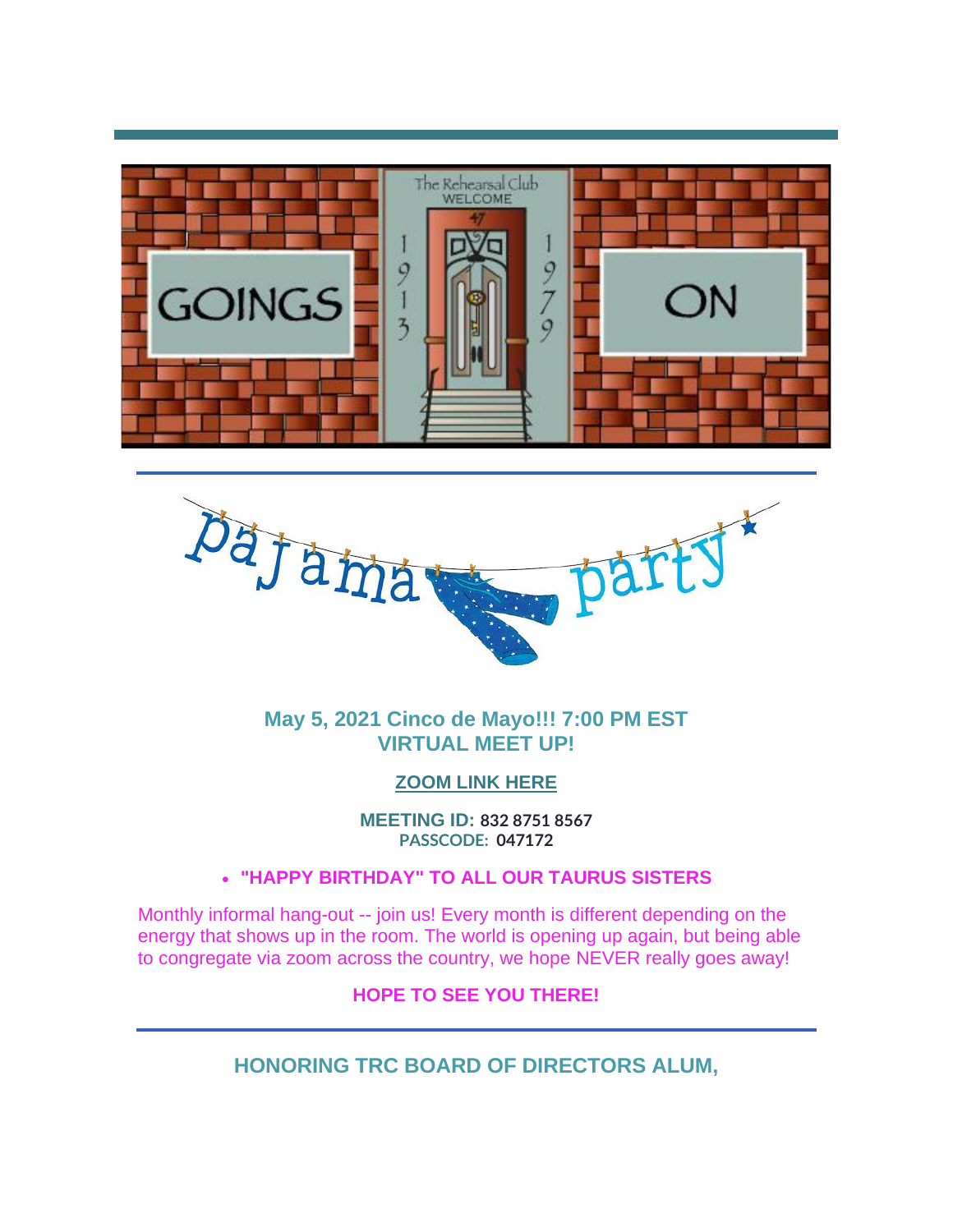# GOINGS ON

The Rehearsal Club WELCOME

47

1913 1979

## pajama party

**May 5, 2021 Cinco de Mayo!!! 7:00 PM EST**
**VIRTUAL MEET UP!**

**ZOOM LINK HERE**

**MEETING ID:** 832 8751 8567
**PASSCODE:** 047172

- **"HAPPY BIRTHDAY" TO ALL OUR TAURUS SISTERS**

Monthly informal hang-out -- join us! Every month is different depending on the energy that shows up in the room. The world is opening up again, but being able to congregate via zoom across the country, we hope NEVER really goes away!

**HOPE TO SEE YOU THERE!**

---

## HONORING TRC BOARD OF DIRECTORS ALUM,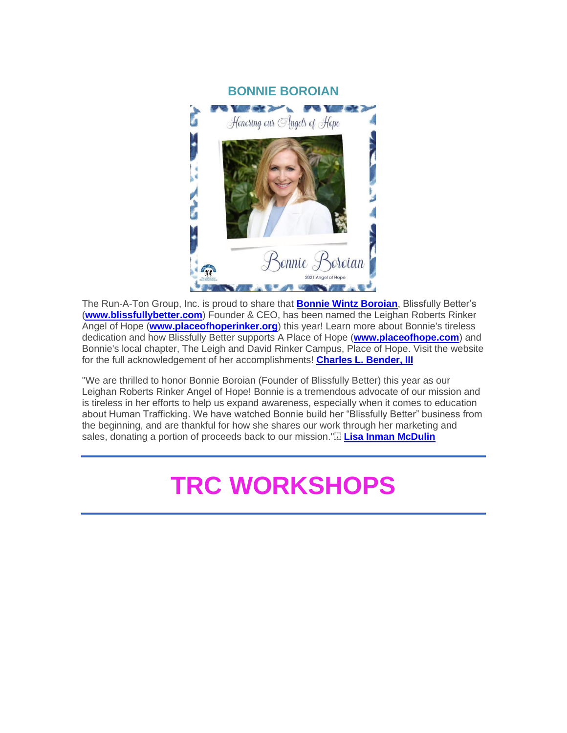## BONNIE BOROIAN

The Run-A-Ton Group, Inc. is proud to share that **Bonnie Wintz Boroian**, Blissfully Better's (**www.blissfullybetter.com**) Founder & CEO, has been named the Leighan Roberts Rinker Angel of Hope (**www.placeofhoperinker.org**) this year! Learn more about Bonnie's tireless dedication and how Blissfully Better supports A Place of Hope (**www.placeofhope.com**) and Bonnie's local chapter, The Leigh and David Rinker Campus, Place of Hope. Visit the website for the full acknowledgement of her accomplishments! **Charles L. Bender, III**

"We are thrilled to honor Bonnie Boroian (Founder of Blissfully Better) this year as our Leighan Roberts Rinker Angel of Hope! Bonnie is a tremendous advocate of our mission and is tireless in her efforts to help us expand awareness, especially when it comes to education about Human Trafficking. We have watched Bonnie build her "Blissfully Better" business from the beginning, and are thankful for how she shares our work through her marketing and sales, donating a portion of proceeds back to our mission." **Lisa Inman McDulin**

---

# TRC WORKSHOPS

---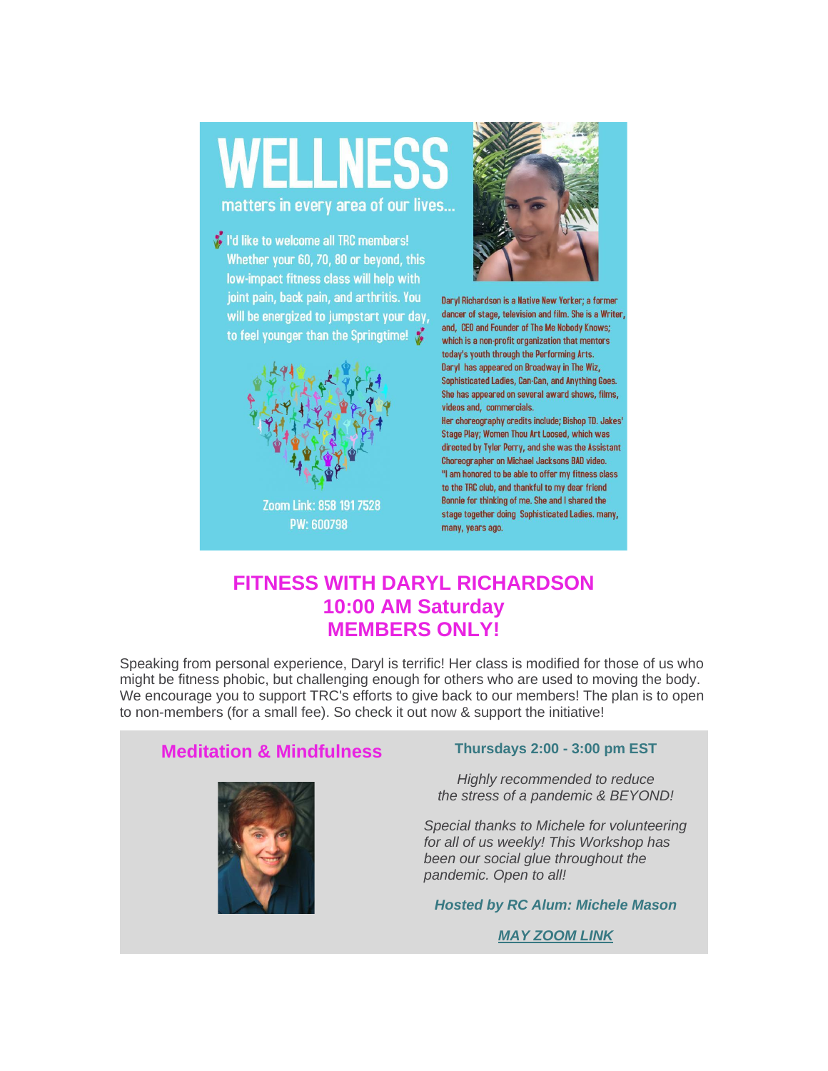# WELLNESS

matters in every area of our lives...

I'd like to welcome all TRC members! Whether your 60, 70, 80 or beyond, this low-impact fitness class will help with joint pain, back pain, and arthritis. You will be energized to jumpstart your day, to feel younger than the Springtime!

Zoom Link: 858 191 7528
PW: 600798

Daryl Richardson is a Native New Yorker; a former dancer of stage, television and film. She is a Writer, and, CEO and Founder of The Me Nobody Knows; which is a non-profit organization that mentors today's youth through the Performing Arts. Daryl has appeared on Broadway in The Wiz, Sophisticated Ladies, Can-Can, and Anything Goes. She has appeared on several award shows, films, videos and, commercials. Her choreography credits include; Bishop TD. Jakes' Stage Play; Women Thou Art Loosed, which was directed by Tyler Perry, and she was the Assistant Choreographer on Michael Jacksons BAD video. "I am honored to be able to offer my fitness class to the TRC club, and thankful to my dear friend Bonnie for thinking of me. She and I shared the stage together doing Sophisticated Ladies. many, many, years ago.

## FITNESS WITH DARYL RICHARDSON
## 10:00 AM Saturday
## MEMBERS ONLY!

Speaking from personal experience, Daryl is terrific! Her class is modified for those of us who might be fitness phobic, but challenging enough for others who are used to moving the body. We encourage you to support TRC's efforts to give back to our members! The plan is to open to non-members (for a small fee). So check it out now & support the initiative!

## Meditation & Mindfulness

**Thursdays 2:00 - 3:00 pm EST**

*Highly recommended to reduce the stress of a pandemic & BEYOND!*

*Special thanks to Michele for volunteering for all of us weekly! This Workshop has been our social glue throughout the pandemic. Open to all!*

***Hosted by RC Alum: Michele Mason***

***MAY ZOOM LINK***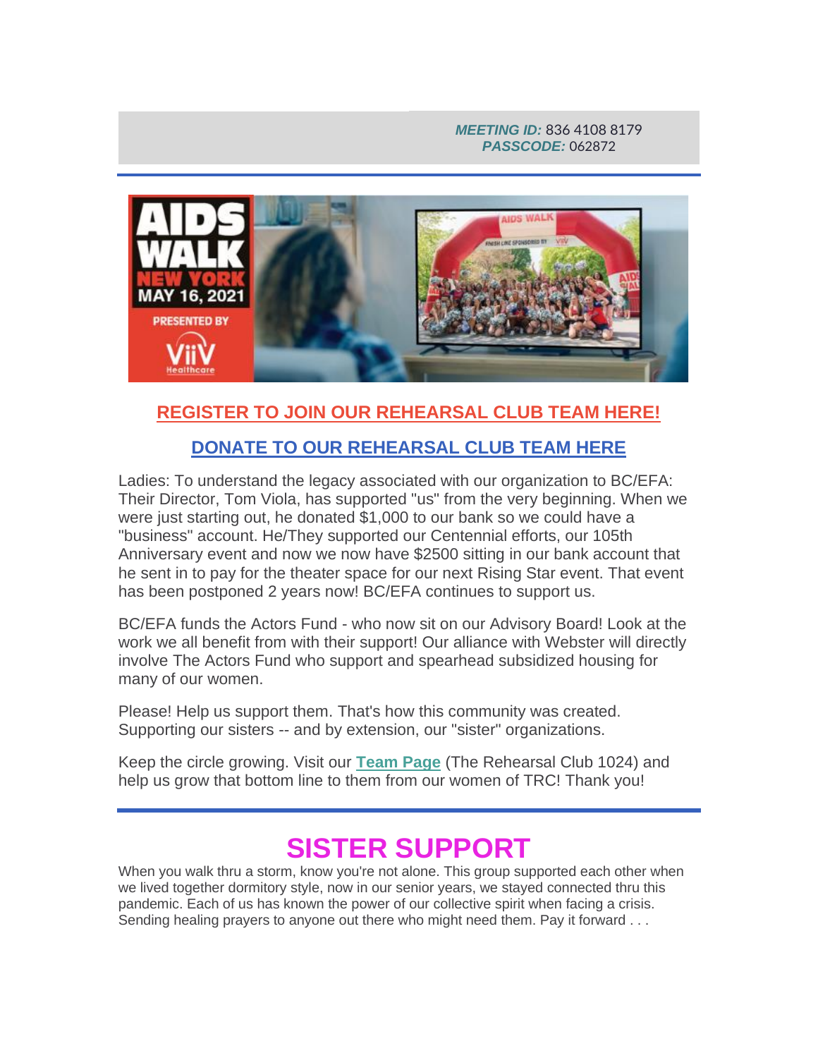***MEETING ID:*** 836 4108 8179
***PASSCODE:*** 062872

---

**REGISTER TO JOIN OUR REHEARSAL CLUB TEAM HERE!**

**DONATE TO OUR REHEARSAL CLUB TEAM HERE**

Ladies: To understand the legacy associated with our organization to BC/EFA: Their Director, Tom Viola, has supported "us" from the very beginning. When we were just starting out, he donated $1,000 to our bank so we could have a "business" account. He/They supported our Centennial efforts, our 105th Anniversary event and now we now have $2500 sitting in our bank account that he sent in to pay for the theater space for our next Rising Star event. That event has been postponed 2 years now! BC/EFA continues to support us.

BC/EFA funds the Actors Fund - who now sit on our Advisory Board! Look at the work we all benefit from with their support! Our alliance with Webster will directly involve The Actors Fund who support and spearhead subsidized housing for many of our women.

Please! Help us support them. That's how this community was created. Supporting our sisters -- and by extension, our "sister" organizations.

Keep the circle growing. Visit our **Team Page** (The Rehearsal Club 1024) and help us grow that bottom line to them from our women of TRC! Thank you!

---

# SISTER SUPPORT

When you walk thru a storm, know you're not alone. This group supported each other when we lived together dormitory style, now in our senior years, we stayed connected thru this pandemic. Each of us has known the power of our collective spirit when facing a crisis. Sending healing prayers to anyone out there who might need them. Pay it forward . . .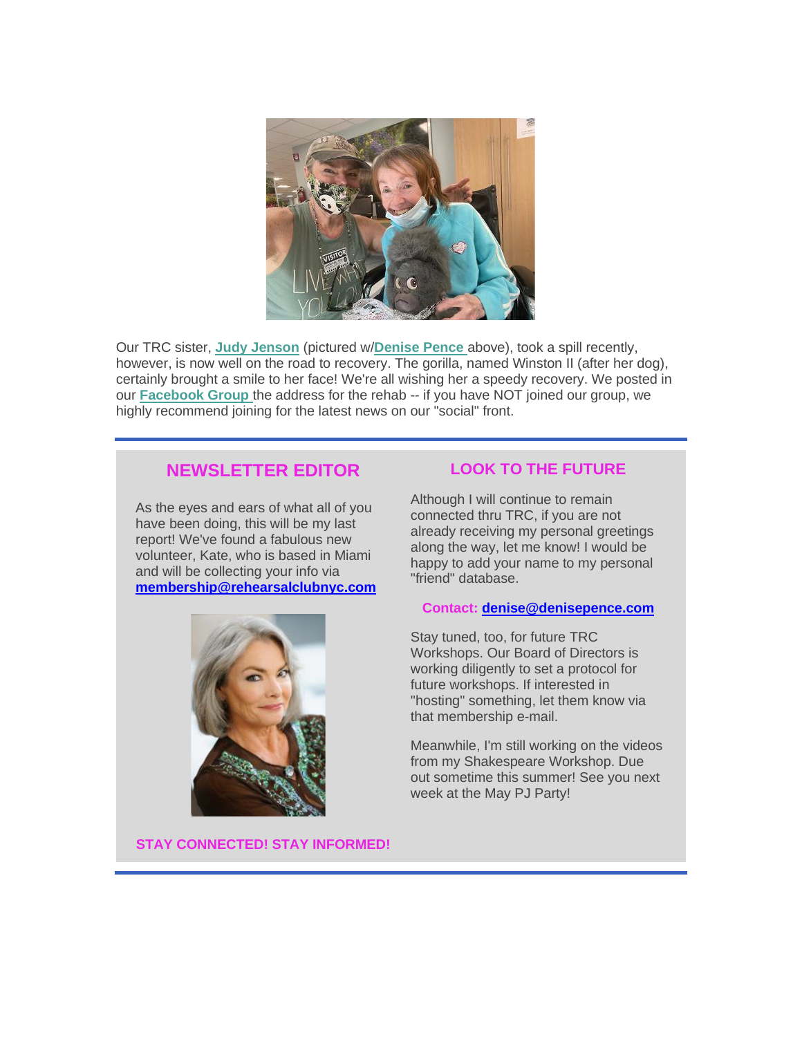Our TRC sister, **Judy Jenson** (pictured w/**Denise Pence** above), took a spill recently, however, is now well on the road to recovery. The gorilla, named Winston II (after her dog), certainly brought a smile to her face! We're all wishing her a speedy recovery. We posted in our **Facebook Group** the address for the rehab -- if you have NOT joined our group, we highly recommend joining for the latest news on our "social" front.

---

## NEWSLETTER EDITOR

As the eyes and ears of what all of you have been doing, this will be my last report! We've found a fabulous new volunteer, Kate, who is based in Miami and will be collecting your info via **membership@rehearsalclubnyc.com**

**STAY CONNECTED! STAY INFORMED!**

### LOOK TO THE FUTURE

Although I will continue to remain connected thru TRC, if you are not already receiving my personal greetings along the way, let me know! I would be happy to add your name to my personal "friend" database.

**Contact: denise@denisepence.com**

Stay tuned, too, for future TRC Workshops. Our Board of Directors is working diligently to set a protocol for future workshops. If interested in "hosting" something, let them know via that membership e-mail.

Meanwhile, I'm still working on the videos from my Shakespeare Workshop. Due out sometime this summer! See you next week at the May PJ Party!

---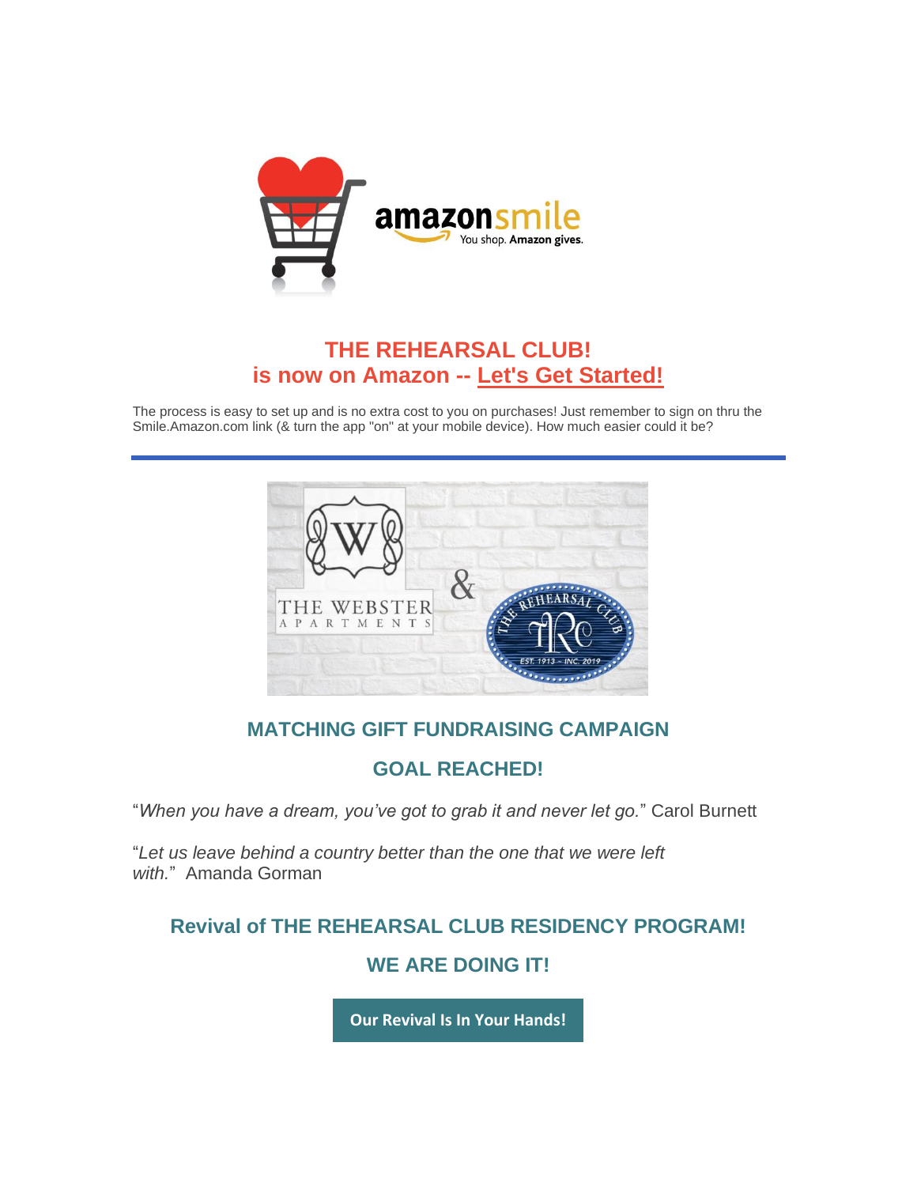## THE REHEARSAL CLUB!
## is now on Amazon -- Let's Get Started!

The process is easy to set up and is no extra cost to you on purchases! Just remember to sign on thru the Smile.Amazon.com link (& turn the app "on" at your mobile device). How much easier could it be?

---

### MATCHING GIFT FUNDRAISING CAMPAIGN

### GOAL REACHED!

"*When you have a dream, you've got to grab it and never let go.*" Carol Burnett

"*Let us leave behind a country better than the one that we were left with.*" Amanda Gorman

### Revival of THE REHEARSAL CLUB RESIDENCY PROGRAM!

### WE ARE DOING IT!

**Our Revival Is In Your Hands!**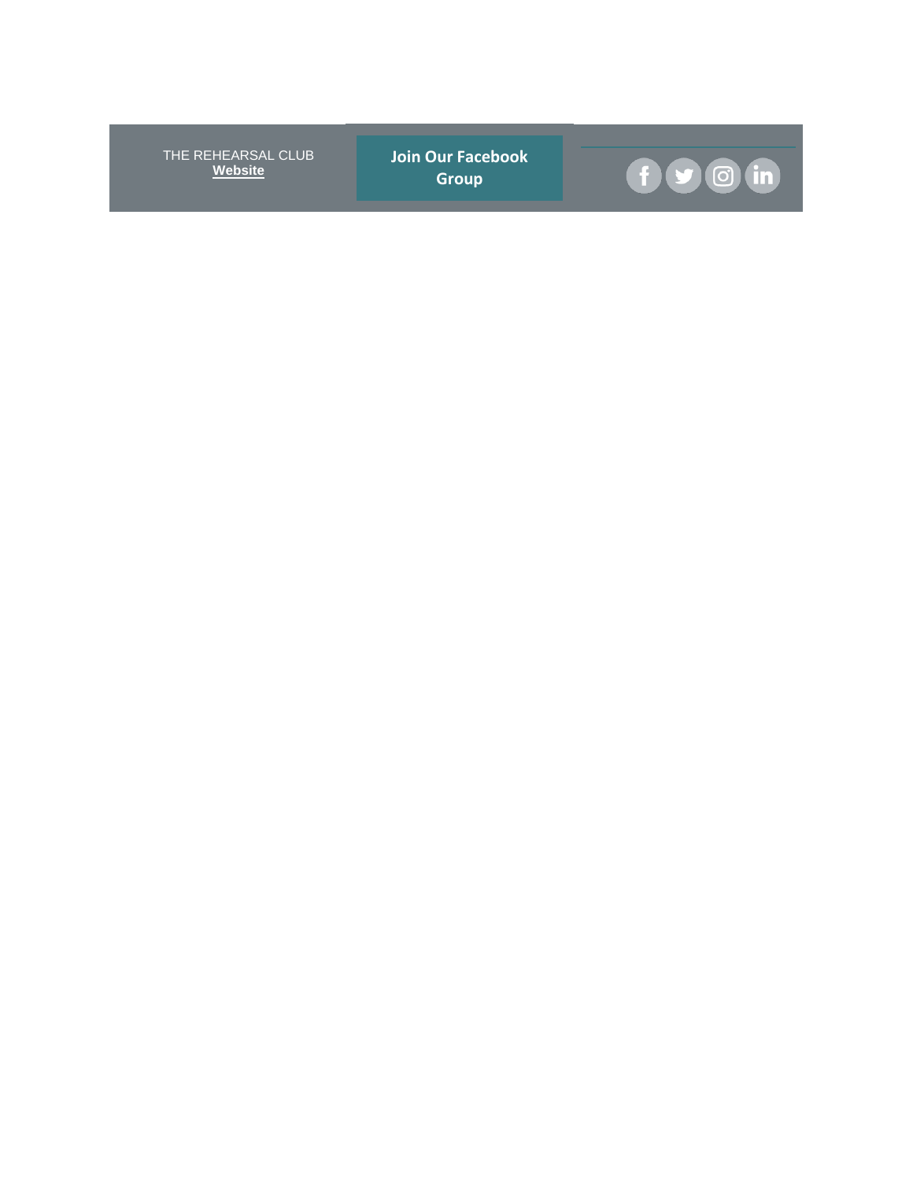THE REHEARSAL CLUB
**Website**

**Join Our Facebook Group**